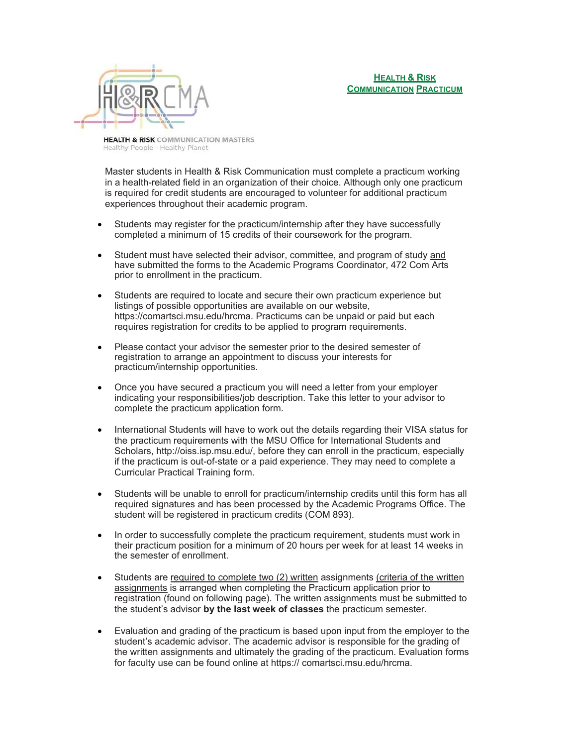HEALTH & RISK COMMUNICATION MASTERS
Healthy People - Healthy Planet

# HEALTH & RISK COMMUNICATION PRACTICUM

Master students in Health & Risk Communication must complete a practicum working in a health-related field in an organization of their choice. Although only one practicum is required for credit students are encouraged to volunteer for additional practicum experiences throughout their academic program.

- Students may register for the practicum/internship after they have successfully completed a minimum of 15 credits of their coursework for the program.
- Student must have selected their advisor, committee, and program of study and have submitted the forms to the Academic Programs Coordinator, 472 Com Arts prior to enrollment in the practicum.
- Students are required to locate and secure their own practicum experience but listings of possible opportunities are available on our website, https://comartsci.msu.edu/hrcma. Practicums can be unpaid or paid but each requires registration for credits to be applied to program requirements.
- Please contact your advisor the semester prior to the desired semester of registration to arrange an appointment to discuss your interests for practicum/internship opportunities.
- Once you have secured a practicum you will need a letter from your employer indicating your responsibilities/job description. Take this letter to your advisor to complete the practicum application form.
- International Students will have to work out the details regarding their VISA status for the practicum requirements with the MSU Office for International Students and Scholars, http://oiss.isp.msu.edu/, before they can enroll in the practicum, especially if the practicum is out-of-state or a paid experience. They may need to complete a Curricular Practical Training form.
- Students will be unable to enroll for practicum/internship credits until this form has all required signatures and has been processed by the Academic Programs Office. The student will be registered in practicum credits (COM 893).
- In order to successfully complete the practicum requirement, students must work in their practicum position for a minimum of 20 hours per week for at least 14 weeks in the semester of enrollment.
- Students are required to complete two (2) written assignments (criteria of the written assignments is arranged when completing the Practicum application prior to registration (found on following page). The written assignments must be submitted to the student's advisor **by the last week of classes** the practicum semester.
- Evaluation and grading of the practicum is based upon input from the employer to the student's academic advisor. The academic advisor is responsible for the grading of the written assignments and ultimately the grading of the practicum. Evaluation forms for faculty use can be found online at https:// comartsci.msu.edu/hrcma.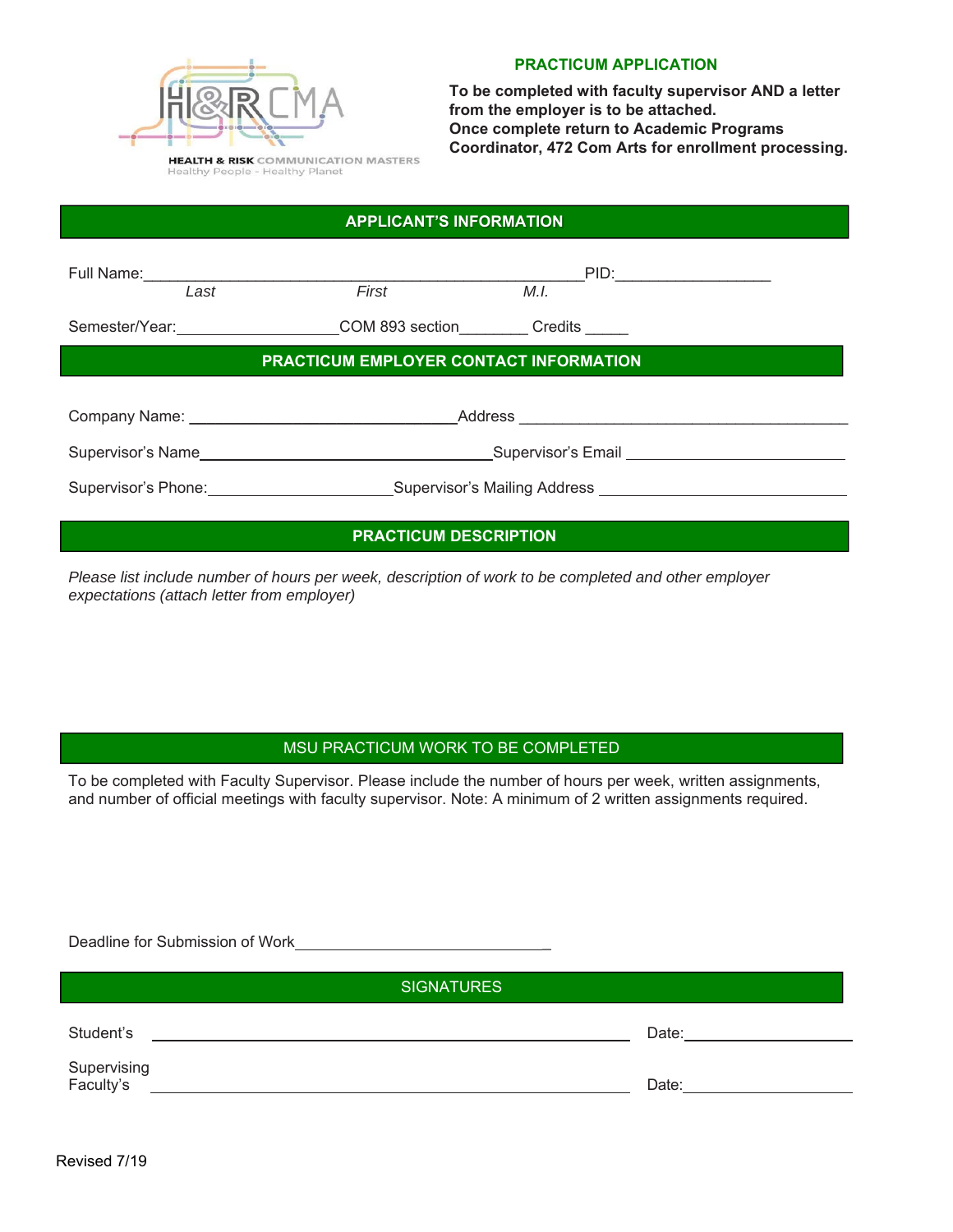HEALTH & RISK COMMUNICATION MASTERS
Healthy People - Healthy Planet

## PRACTICUM APPLICATION

**To be completed with faculty supervisor AND a letter from the employer is to be attached. Once complete return to Academic Programs Coordinator, 472 Com Arts for enrollment processing.**

## APPLICANT'S INFORMATION

Full Name:\_\_\_\_\_\_\_\_\_\_\_\_\_\_\_\_\_\_\_\_\_\_\_\_\_\_\_\_\_\_\_\_\_\_\_\_\_\_\_\_\_\_\_\_\_\_\_\_PID:\_\_\_\_\_\_\_\_\_\_\_\_\_\_\_\_\_\_

*Last* *First* *M.I.*

Semester/Year:\_\_\_\_\_\_\_\_\_\_\_\_\_\_\_\_\_\_\_COM 893 section\_\_\_\_\_\_\_\_ Credits \_\_\_\_\_

## PRACTICUM EMPLOYER CONTACT INFORMATION

Company Name: \_\_\_\_\_\_\_\_\_\_\_\_\_\_\_\_\_\_\_\_\_\_\_\_\_\_\_\_\_\_Address \_\_\_\_\_\_\_\_\_\_\_\_\_\_\_\_\_\_\_\_\_\_\_\_\_\_\_\_\_\_\_\_\_\_\_\_\_\_

Supervisor's Name\_\_\_\_\_\_\_\_\_\_\_\_\_\_\_\_\_\_\_\_\_\_\_\_\_\_\_\_\_\_\_\_\_Supervisor's Email \_\_\_\_\_\_\_\_\_\_\_\_\_\_\_\_\_\_\_\_\_\_\_\_\_

Supervisor's Phone:\_\_\_\_\_\_\_\_\_\_\_\_\_\_\_\_\_\_\_\_\_Supervisor's Mailing Address \_\_\_\_\_\_\_\_\_\_\_\_\_\_\_\_\_\_\_\_\_\_\_\_\_\_\_\_\_\_

## PRACTICUM DESCRIPTION

*Please list include number of hours per week, description of work to be completed and other employer expectations (attach letter from employer)*

## MSU PRACTICUM WORK TO BE COMPLETED

To be completed with Faculty Supervisor. Please include the number of hours per week, written assignments, and number of official meetings with faculty supervisor. Note: A minimum of 2 written assignments required.

Deadline for Submission of Work\_\_\_\_\_\_\_\_\_\_\_\_\_\_\_\_\_\_\_\_\_\_\_\_\_\_\_\_\_\_

## SIGNATURES

Student's \_\_\_\_\_\_\_\_\_\_\_\_\_\_\_\_\_\_\_\_\_\_\_\_\_\_\_\_\_\_\_\_\_\_\_\_\_\_\_\_\_\_\_\_\_\_\_\_\_\_\_\_\_\_ Date:\_\_\_\_\_\_\_\_\_\_\_\_\_\_\_\_\_\_

Supervising Faculty's \_\_\_\_\_\_\_\_\_\_\_\_\_\_\_\_\_\_\_\_\_\_\_\_\_\_\_\_\_\_\_\_\_\_\_\_\_\_\_\_\_\_\_\_\_\_\_\_\_\_\_\_\_\_ Date:\_\_\_\_\_\_\_\_\_\_\_\_\_\_\_\_\_\_

Revised 7/19